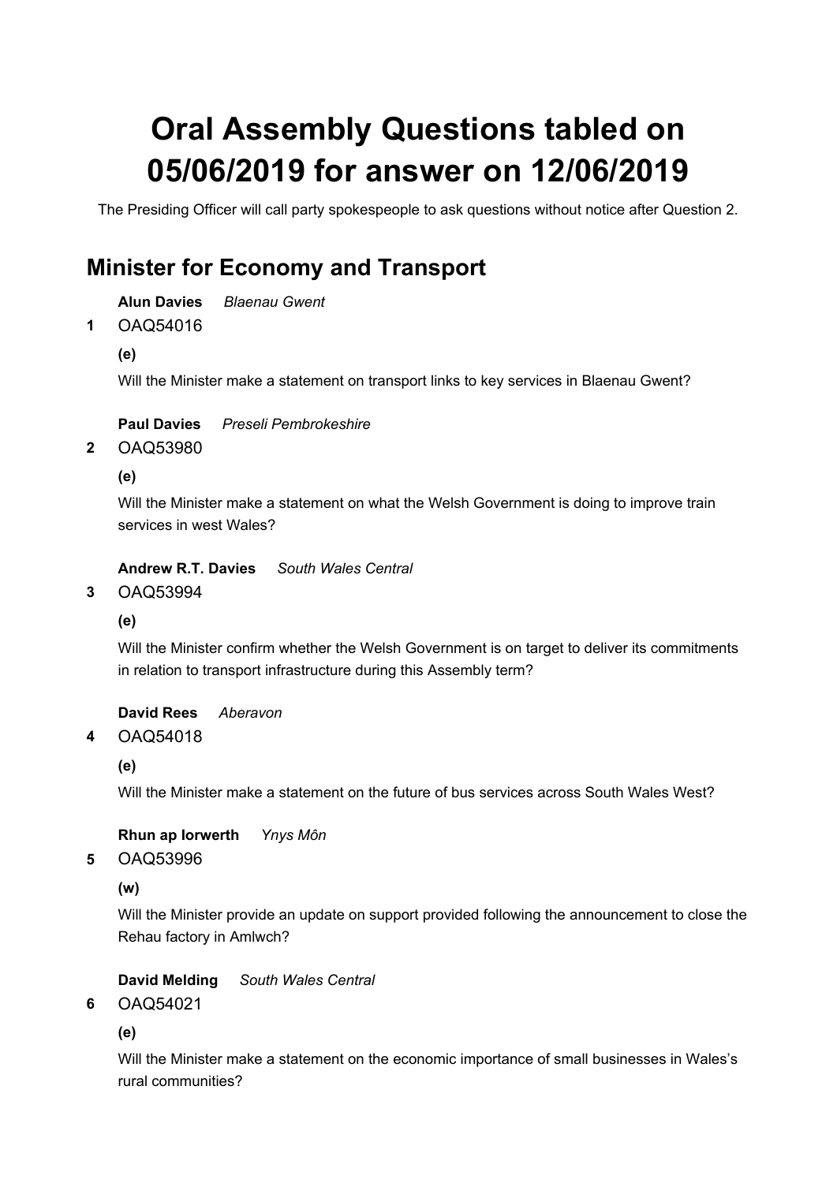# Oral Assembly Questions tabled on 05/06/2019 for answer on 12/06/2019

The Presiding Officer will call party spokespeople to ask questions without notice after Question 2.

## Minister for Economy and Transport

**1** **Alun Davies** *Blaenau Gwent*

OAQ54016

**(e)**

Will the Minister make a statement on transport links to key services in Blaenau Gwent?

**2** **Paul Davies** *Preseli Pembrokeshire*

OAQ53980

**(e)**

Will the Minister make a statement on what the Welsh Government is doing to improve train services in west Wales?

**3** **Andrew R.T. Davies** *South Wales Central*

OAQ53994

**(e)**

Will the Minister confirm whether the Welsh Government is on target to deliver its commitments in relation to transport infrastructure during this Assembly term?

**4** **David Rees** *Aberavon*

OAQ54018

**(e)**

Will the Minister make a statement on the future of bus services across South Wales West?

**5** **Rhun ap Iorwerth** *Ynys Môn*

OAQ53996

**(w)**

Will the Minister provide an update on support provided following the announcement to close the Rehau factory in Amlwch?

**6** **David Melding** *South Wales Central*

OAQ54021

**(e)**

Will the Minister make a statement on the economic importance of small businesses in Wales's rural communities?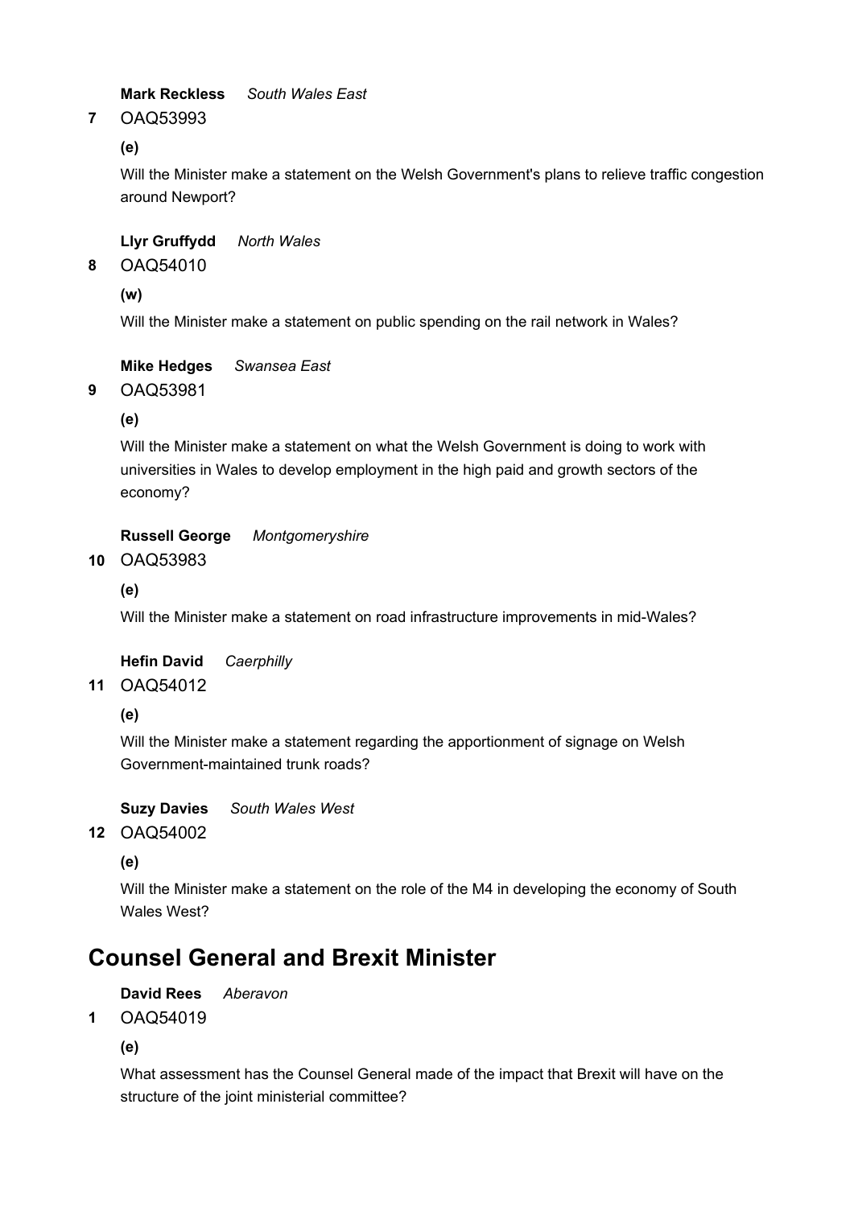**Mark Reckless** *South Wales East*

**7** OAQ53993

**(e)**

Will the Minister make a statement on the Welsh Government's plans to relieve traffic congestion around Newport?

**Llyr Gruffydd** *North Wales*

**8** OAQ54010

**(w)**

Will the Minister make a statement on public spending on the rail network in Wales?

**Mike Hedges** *Swansea East*

**9** OAQ53981

**(e)**

Will the Minister make a statement on what the Welsh Government is doing to work with universities in Wales to develop employment in the high paid and growth sectors of the economy?

**Russell George** *Montgomeryshire*

**10** OAQ53983

**(e)**

Will the Minister make a statement on road infrastructure improvements in mid-Wales?

**Hefin David** *Caerphilly*

**11** OAQ54012

**(e)**

Will the Minister make a statement regarding the apportionment of signage on Welsh Government-maintained trunk roads?

**Suzy Davies** *South Wales West*

**12** OAQ54002

**(e)**

Will the Minister make a statement on the role of the M4 in developing the economy of South Wales West?

## Counsel General and Brexit Minister

**David Rees** *Aberavon*

**1** OAQ54019

**(e)**

What assessment has the Counsel General made of the impact that Brexit will have on the structure of the joint ministerial committee?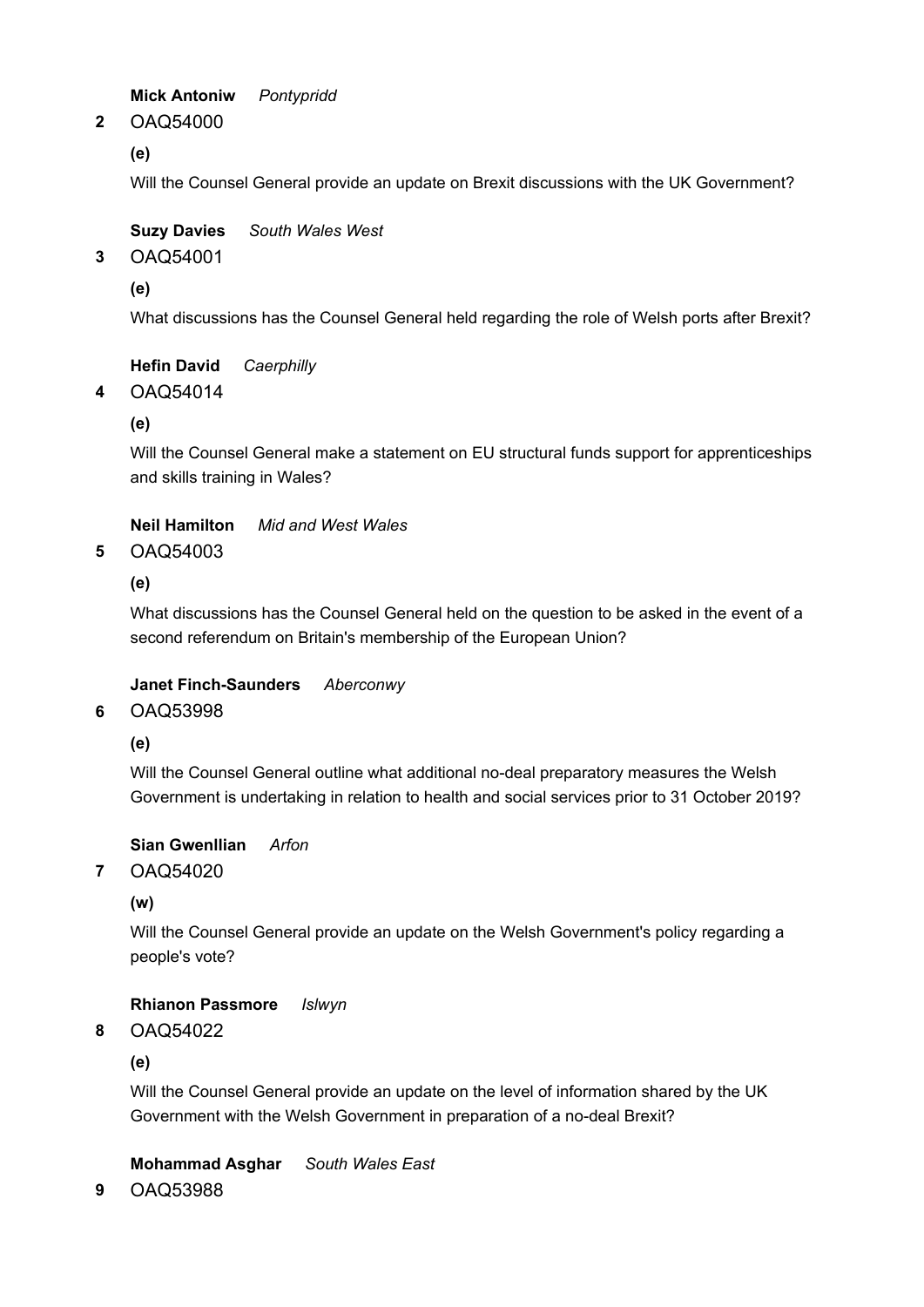**Mick Antoniw** *Pontypridd*

**2** OAQ54000

**(e)**

Will the Counsel General provide an update on Brexit discussions with the UK Government?

**Suzy Davies** *South Wales West*

**3** OAQ54001

**(e)**

What discussions has the Counsel General held regarding the role of Welsh ports after Brexit?

**Hefin David** *Caerphilly*

**4** OAQ54014

**(e)**

Will the Counsel General make a statement on EU structural funds support for apprenticeships and skills training in Wales?

**Neil Hamilton** *Mid and West Wales*

**5** OAQ54003

**(e)**

What discussions has the Counsel General held on the question to be asked in the event of a second referendum on Britain's membership of the European Union?

**Janet Finch-Saunders** *Aberconwy*

**6** OAQ53998

**(e)**

Will the Counsel General outline what additional no-deal preparatory measures the Welsh Government is undertaking in relation to health and social services prior to 31 October 2019?

**Sian Gwenllian** *Arfon*

**7** OAQ54020

**(w)**

Will the Counsel General provide an update on the Welsh Government's policy regarding a people's vote?

**Rhianon Passmore** *Islwyn*

**8** OAQ54022

**(e)**

Will the Counsel General provide an update on the level of information shared by the UK Government with the Welsh Government in preparation of a no-deal Brexit?

**Mohammad Asghar** *South Wales East*

**9** OAQ53988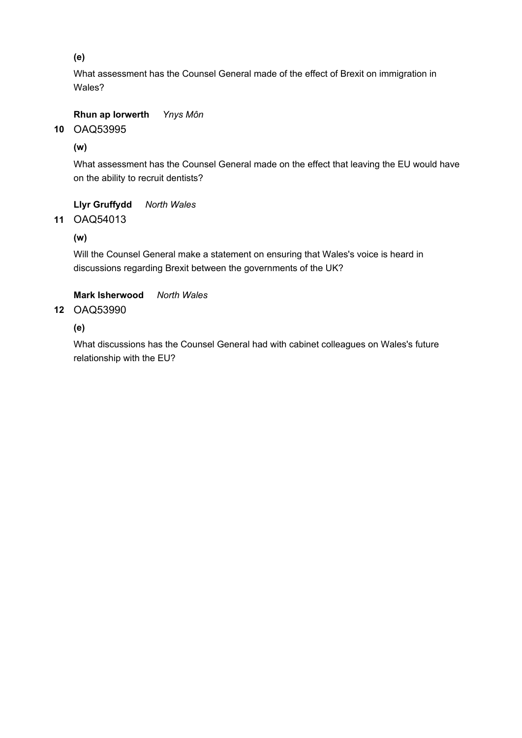**(e)**

What assessment has the Counsel General made of the effect of Brexit on immigration in Wales?

**Rhun ap Iorwerth** *Ynys Môn*

**10** OAQ53995

**(w)**

What assessment has the Counsel General made on the effect that leaving the EU would have on the ability to recruit dentists?

**Llyr Gruffydd** *North Wales*

**11** OAQ54013

**(w)**

Will the Counsel General make a statement on ensuring that Wales's voice is heard in discussions regarding Brexit between the governments of the UK?

**Mark Isherwood** *North Wales*

**12** OAQ53990

**(e)**

What discussions has the Counsel General had with cabinet colleagues on Wales's future relationship with the EU?